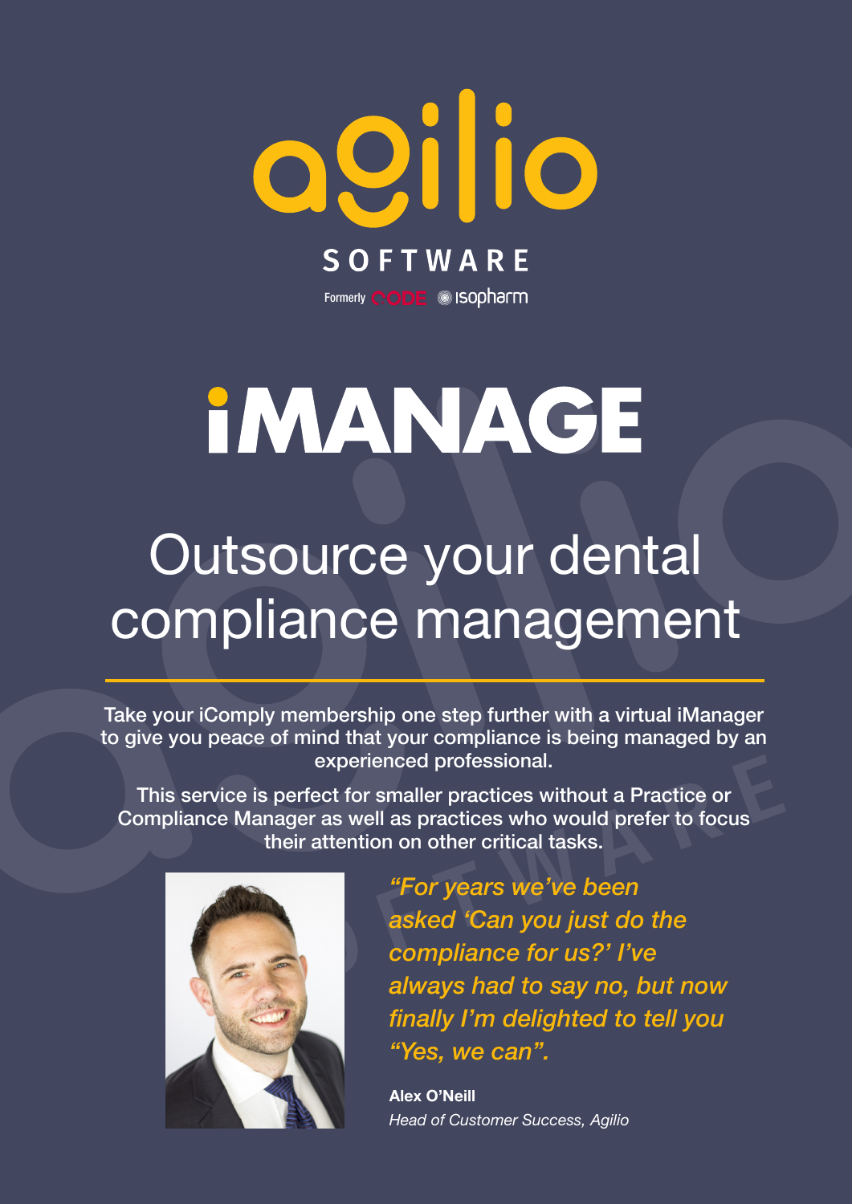agilio

SOFTWARE

Formerly CODE isopharm

# iMANAGE

## Outsource your dental compliance management

Take your iComply membership one step further with a virtual iManager to give you peace of mind that your compliance is being managed by an experienced professional.

This service is perfect for smaller practices without a Practice or Compliance Manager as well as practices who would prefer to focus their attention on other critical tasks.

*"For years we've been asked 'Can you just do the compliance for us?' I've always had to say no, but now finally I'm delighted to tell you "Yes, we can".*

**Alex O'Neill**
*Head of Customer Success, Agilio*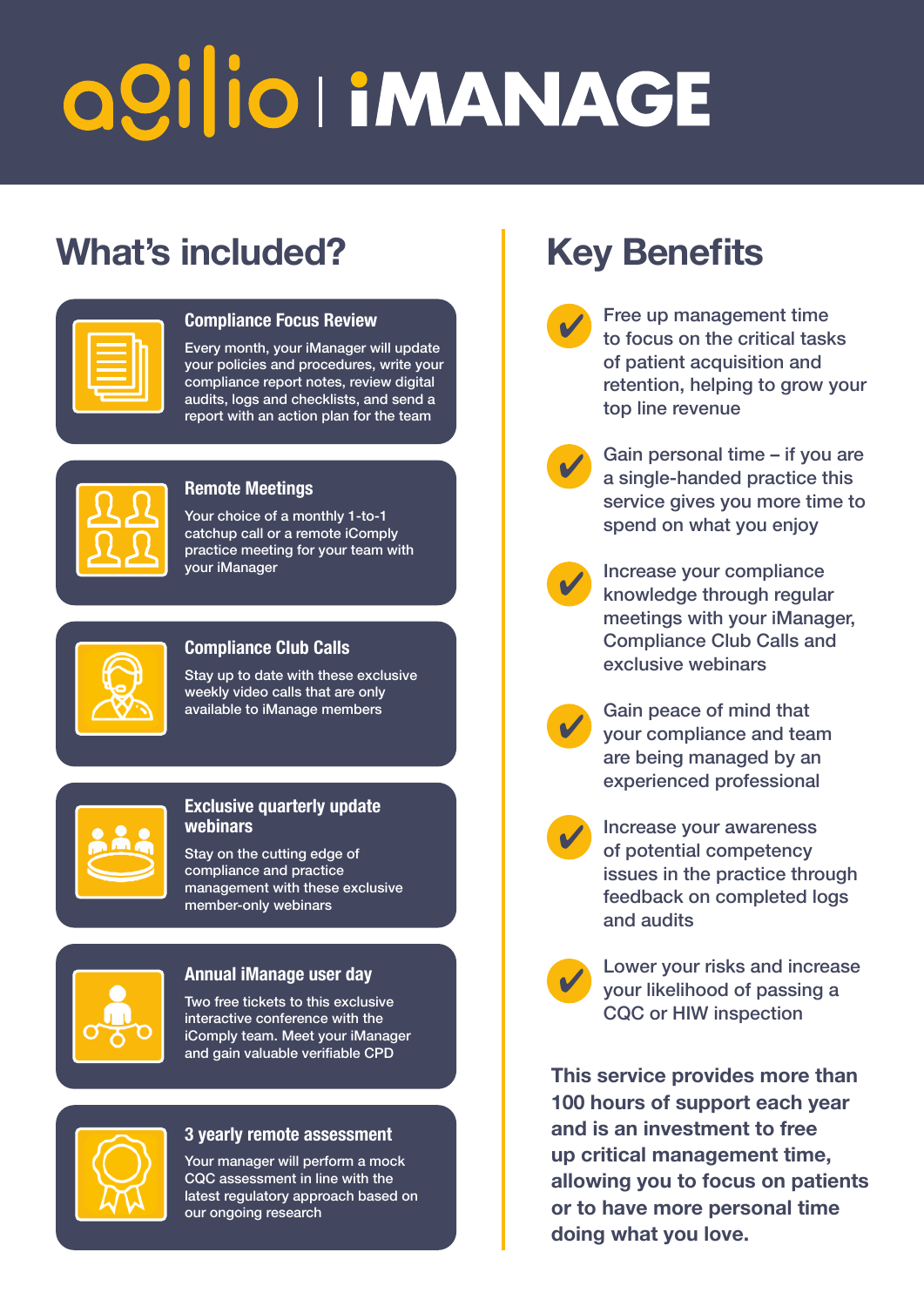# agilio | iMANAGE

## What's included?

### Compliance Focus Review

Every month, your iManager will update your policies and procedures, write your compliance report notes, review digital audits, logs and checklists, and send a report with an action plan for the team

### Remote Meetings

Your choice of a monthly 1-to-1 catchup call or a remote iComply practice meeting for your team with your iManager

### Compliance Club Calls

Stay up to date with these exclusive weekly video calls that are only available to iManage members

### Exclusive quarterly update webinars

Stay on the cutting edge of compliance and practice management with these exclusive member-only webinars

### Annual iManage user day

Two free tickets to this exclusive interactive conference with the iComply team. Meet your iManager and gain valuable verifiable CPD

### 3 yearly remote assessment

Your manager will perform a mock CQC assessment in line with the latest regulatory approach based on our ongoing research

## Key Benefits

- ✔ Free up management time to focus on the critical tasks of patient acquisition and retention, helping to grow your top line revenue
- ✔ Gain personal time – if you are a single-handed practice this service gives you more time to spend on what you enjoy
- ✔ Increase your compliance knowledge through regular meetings with your iManager, Compliance Club Calls and exclusive webinars
- ✔ Gain peace of mind that your compliance and team are being managed by an experienced professional
- ✔ Increase your awareness of potential competency issues in the practice through feedback on completed logs and audits
- ✔ Lower your risks and increase your likelihood of passing a CQC or HIW inspection

**This service provides more than 100 hours of support each year and is an investment to free up critical management time, allowing you to focus on patients or to have more personal time doing what you love.**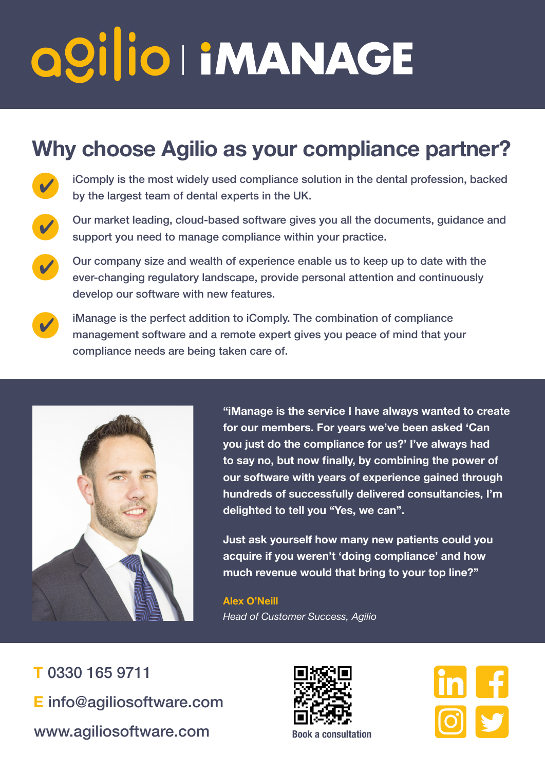# agilio | iMANAGE

## Why choose Agilio as your compliance partner?

- iComply is the most widely used compliance solution in the dental profession, backed by the largest team of dental experts in the UK.
- Our market leading, cloud-based software gives you all the documents, guidance and support you need to manage compliance within your practice.
- Our company size and wealth of experience enable us to keep up to date with the ever-changing regulatory landscape, provide personal attention and continuously develop our software with new features.
- iManage is the perfect addition to iComply. The combination of compliance management software and a remote expert gives you peace of mind that your compliance needs are being taken care of.

**"iManage is the service I have always wanted to create for our members. For years we've been asked 'Can you just do the compliance for us?' I've always had to say no, but now finally, by combining the power of our software with years of experience gained through hundreds of successfully delivered consultancies, I'm delighted to tell you "Yes, we can".**

**Just ask yourself how many new patients could you acquire if you weren't 'doing compliance' and how much revenue would that bring to your top line?"**

**Alex O'Neill**
*Head of Customer Success, Agilio*

**T** 0330 165 9711

**E** info@agiliosoftware.com

www.agiliosoftware.com

Book a consultation